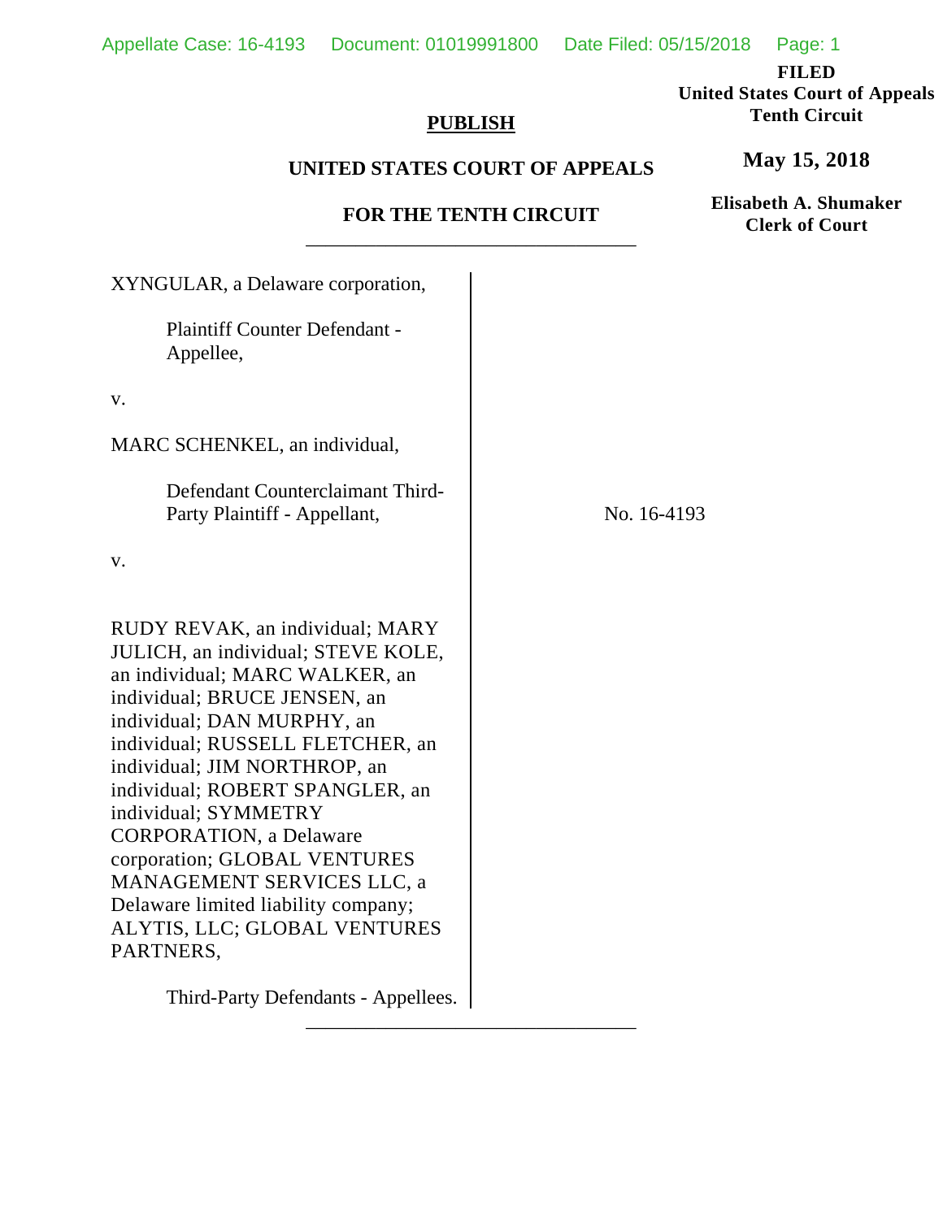FILED
**United States Court of Appeals**
**Tenth Circuit**

**May 15, 2018**

**Elisabeth A. Shumaker**
**Clerk of Court**

**PUBLISH**

**UNITED STATES COURT OF APPEALS**

**FOR THE TENTH CIRCUIT**

---

XYNGULAR, a Delaware corporation,

Plaintiff Counter Defendant - Appellee,

v.

MARC SCHENKEL, an individual,

Defendant Counterclaimant Third-Party Plaintiff - Appellant,

v.

RUDY REVAK, an individual; MARY JULICH, an individual; STEVE KOLE, an individual; MARC WALKER, an individual; BRUCE JENSEN, an individual; DAN MURPHY, an individual; RUSSELL FLETCHER, an individual; JIM NORTHROP, an individual; ROBERT SPANGLER, an individual; SYMMETRY CORPORATION, a Delaware corporation; GLOBAL VENTURES MANAGEMENT SERVICES LLC, a Delaware limited liability company; ALYTIS, LLC; GLOBAL VENTURES PARTNERS,

Third-Party Defendants - Appellees.

No. 16-4193

---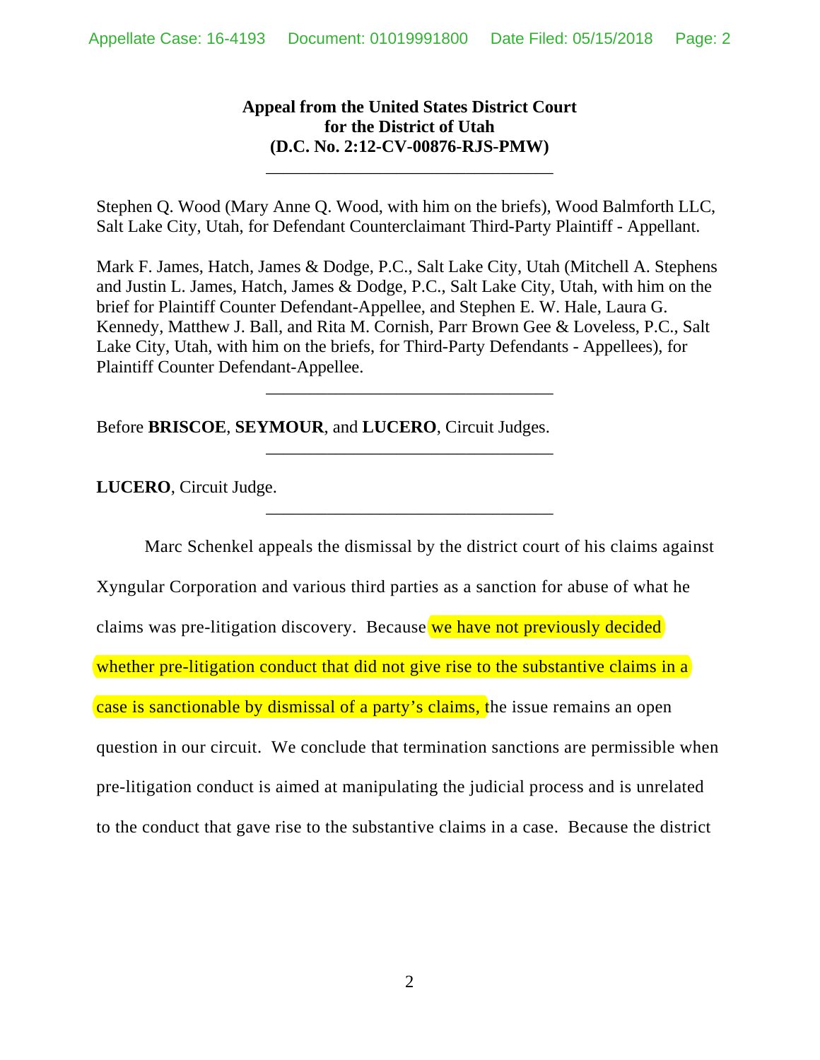**Appeal from the United States District Court for the District of Utah (D.C. No. 2:12-CV-00876-RJS-PMW)**

---

Stephen Q. Wood (Mary Anne Q. Wood, with him on the briefs), Wood Balmforth LLC, Salt Lake City, Utah, for Defendant Counterclaimant Third-Party Plaintiff - Appellant.

Mark F. James, Hatch, James & Dodge, P.C., Salt Lake City, Utah (Mitchell A. Stephens and Justin L. James, Hatch, James & Dodge, P.C., Salt Lake City, Utah, with him on the brief for Plaintiff Counter Defendant-Appellee, and Stephen E. W. Hale, Laura G. Kennedy, Matthew J. Ball, and Rita M. Cornish, Parr Brown Gee & Loveless, P.C., Salt Lake City, Utah, with him on the briefs, for Third-Party Defendants - Appellees), for Plaintiff Counter Defendant-Appellee.

---

Before **BRISCOE**, **SEYMOUR**, and **LUCERO**, Circuit Judges.

---

**LUCERO**, Circuit Judge.

---

Marc Schenkel appeals the dismissal by the district court of his claims against Xyngular Corporation and various third parties as a sanction for abuse of what he claims was pre-litigation discovery. Because we have not previously decided whether pre-litigation conduct that did not give rise to the substantive claims in a case is sanctionable by dismissal of a party's claims, the issue remains an open question in our circuit. We conclude that termination sanctions are permissible when pre-litigation conduct is aimed at manipulating the judicial process and is unrelated to the conduct that gave rise to the substantive claims in a case. Because the district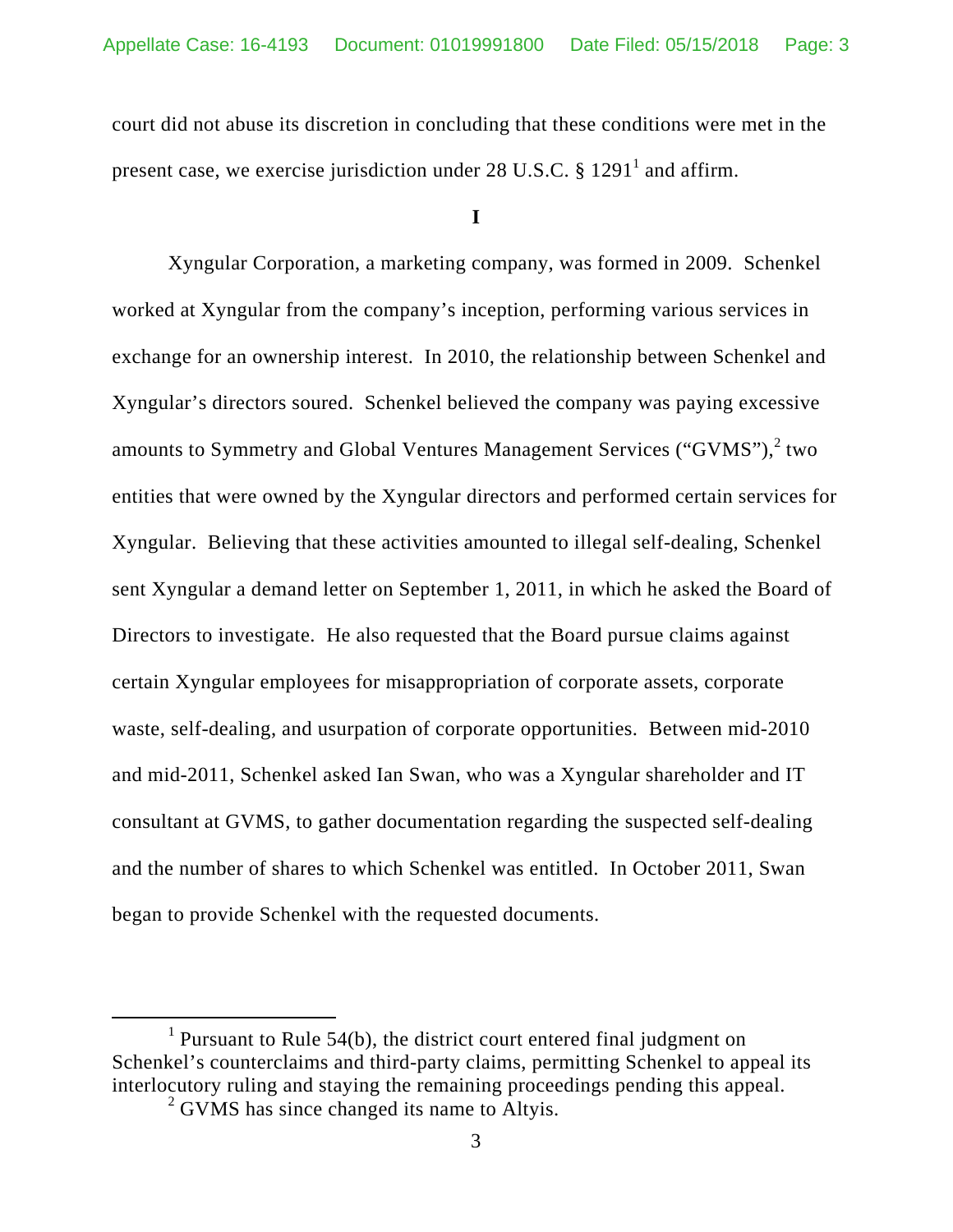court did not abuse its discretion in concluding that these conditions were met in the present case, we exercise jurisdiction under 28 U.S.C. § 1291[1] and affirm.

## I

Xyngular Corporation, a marketing company, was formed in 2009. Schenkel worked at Xyngular from the company's inception, performing various services in exchange for an ownership interest. In 2010, the relationship between Schenkel and Xyngular's directors soured. Schenkel believed the company was paying excessive amounts to Symmetry and Global Ventures Management Services ("GVMS"),[2] two entities that were owned by the Xyngular directors and performed certain services for Xyngular. Believing that these activities amounted to illegal self-dealing, Schenkel sent Xyngular a demand letter on September 1, 2011, in which he asked the Board of Directors to investigate. He also requested that the Board pursue claims against certain Xyngular employees for misappropriation of corporate assets, corporate waste, self-dealing, and usurpation of corporate opportunities. Between mid-2010 and mid-2011, Schenkel asked Ian Swan, who was a Xyngular shareholder and IT consultant at GVMS, to gather documentation regarding the suspected self-dealing and the number of shares to which Schenkel was entitled. In October 2011, Swan began to provide Schenkel with the requested documents.

---

[1] Pursuant to Rule 54(b), the district court entered final judgment on Schenkel's counterclaims and third-party claims, permitting Schenkel to appeal its interlocutory ruling and staying the remaining proceedings pending this appeal.

[2] GVMS has since changed its name to Altyis.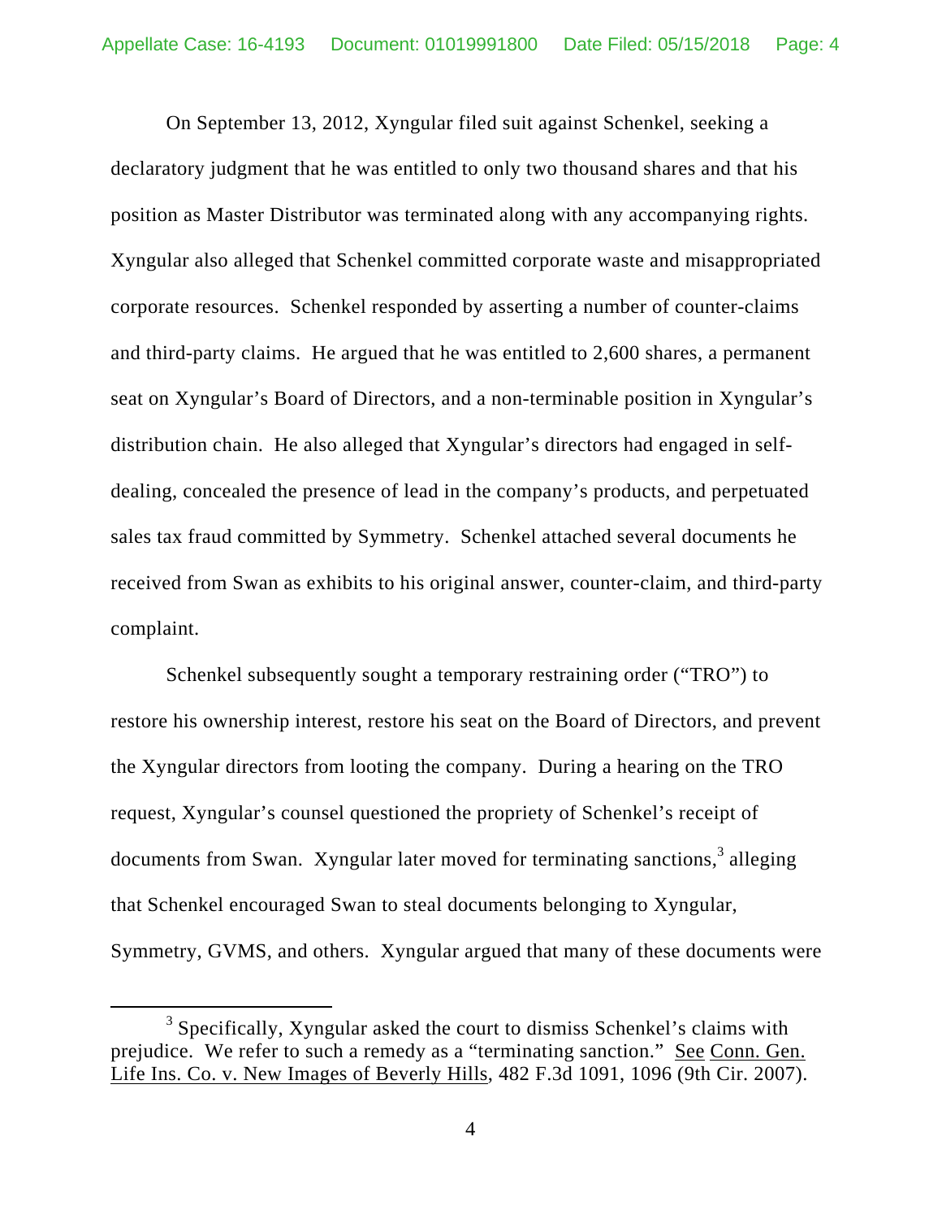On September 13, 2012, Xyngular filed suit against Schenkel, seeking a declaratory judgment that he was entitled to only two thousand shares and that his position as Master Distributor was terminated along with any accompanying rights. Xyngular also alleged that Schenkel committed corporate waste and misappropriated corporate resources. Schenkel responded by asserting a number of counter-claims and third-party claims. He argued that he was entitled to 2,600 shares, a permanent seat on Xyngular's Board of Directors, and a non-terminable position in Xyngular's distribution chain. He also alleged that Xyngular's directors had engaged in self-dealing, concealed the presence of lead in the company's products, and perpetuated sales tax fraud committed by Symmetry. Schenkel attached several documents he received from Swan as exhibits to his original answer, counter-claim, and third-party complaint.

Schenkel subsequently sought a temporary restraining order ("TRO") to restore his ownership interest, restore his seat on the Board of Directors, and prevent the Xyngular directors from looting the company. During a hearing on the TRO request, Xyngular's counsel questioned the propriety of Schenkel's receipt of documents from Swan. Xyngular later moved for terminating sanctions,[3] alleging that Schenkel encouraged Swan to steal documents belonging to Xyngular, Symmetry, GVMS, and others. Xyngular argued that many of these documents were

---

[3] Specifically, Xyngular asked the court to dismiss Schenkel's claims with prejudice. We refer to such a remedy as a "terminating sanction." See Conn. Gen. Life Ins. Co. v. New Images of Beverly Hills, 482 F.3d 1091, 1096 (9th Cir. 2007).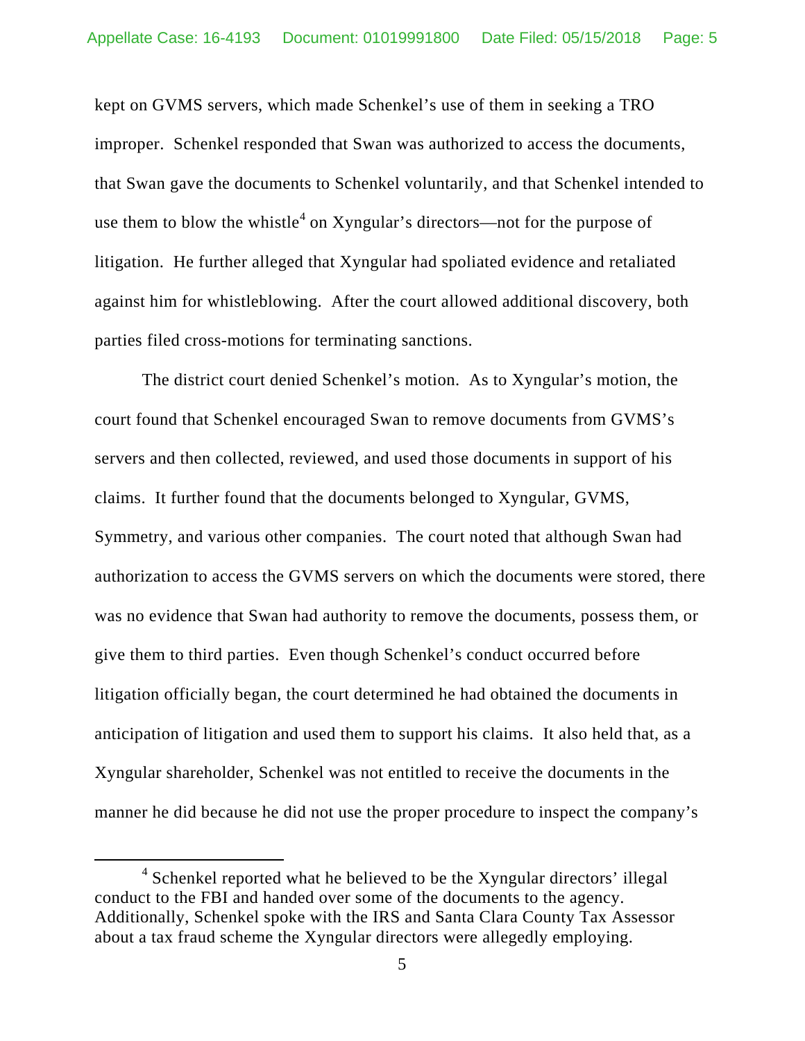kept on GVMS servers, which made Schenkel's use of them in seeking a TRO improper. Schenkel responded that Swan was authorized to access the documents, that Swan gave the documents to Schenkel voluntarily, and that Schenkel intended to use them to blow the whistle[4] on Xyngular's directors—not for the purpose of litigation. He further alleged that Xyngular had spoliated evidence and retaliated against him for whistleblowing. After the court allowed additional discovery, both parties filed cross-motions for terminating sanctions.

The district court denied Schenkel's motion. As to Xyngular's motion, the court found that Schenkel encouraged Swan to remove documents from GVMS's servers and then collected, reviewed, and used those documents in support of his claims. It further found that the documents belonged to Xyngular, GVMS, Symmetry, and various other companies. The court noted that although Swan had authorization to access the GVMS servers on which the documents were stored, there was no evidence that Swan had authority to remove the documents, possess them, or give them to third parties. Even though Schenkel's conduct occurred before litigation officially began, the court determined he had obtained the documents in anticipation of litigation and used them to support his claims. It also held that, as a Xyngular shareholder, Schenkel was not entitled to receive the documents in the manner he did because he did not use the proper procedure to inspect the company's

[4] Schenkel reported what he believed to be the Xyngular directors' illegal conduct to the FBI and handed over some of the documents to the agency. Additionally, Schenkel spoke with the IRS and Santa Clara County Tax Assessor about a tax fraud scheme the Xyngular directors were allegedly employing.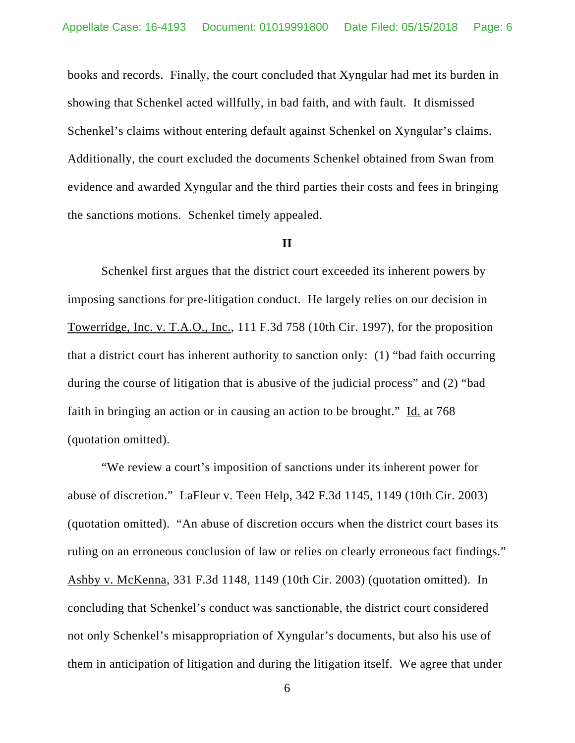books and records. Finally, the court concluded that Xyngular had met its burden in showing that Schenkel acted willfully, in bad faith, and with fault. It dismissed Schenkel's claims without entering default against Schenkel on Xyngular's claims. Additionally, the court excluded the documents Schenkel obtained from Swan from evidence and awarded Xyngular and the third parties their costs and fees in bringing the sanctions motions. Schenkel timely appealed.

## II

Schenkel first argues that the district court exceeded its inherent powers by imposing sanctions for pre-litigation conduct. He largely relies on our decision in Towerridge, Inc. v. T.A.O., Inc., 111 F.3d 758 (10th Cir. 1997), for the proposition that a district court has inherent authority to sanction only: (1) "bad faith occurring during the course of litigation that is abusive of the judicial process" and (2) "bad faith in bringing an action or in causing an action to be brought." Id. at 768 (quotation omitted).

"We review a court's imposition of sanctions under its inherent power for abuse of discretion." LaFleur v. Teen Help, 342 F.3d 1145, 1149 (10th Cir. 2003) (quotation omitted). "An abuse of discretion occurs when the district court bases its ruling on an erroneous conclusion of law or relies on clearly erroneous fact findings." Ashby v. McKenna, 331 F.3d 1148, 1149 (10th Cir. 2003) (quotation omitted). In concluding that Schenkel's conduct was sanctionable, the district court considered not only Schenkel's misappropriation of Xyngular's documents, but also his use of them in anticipation of litigation and during the litigation itself. We agree that under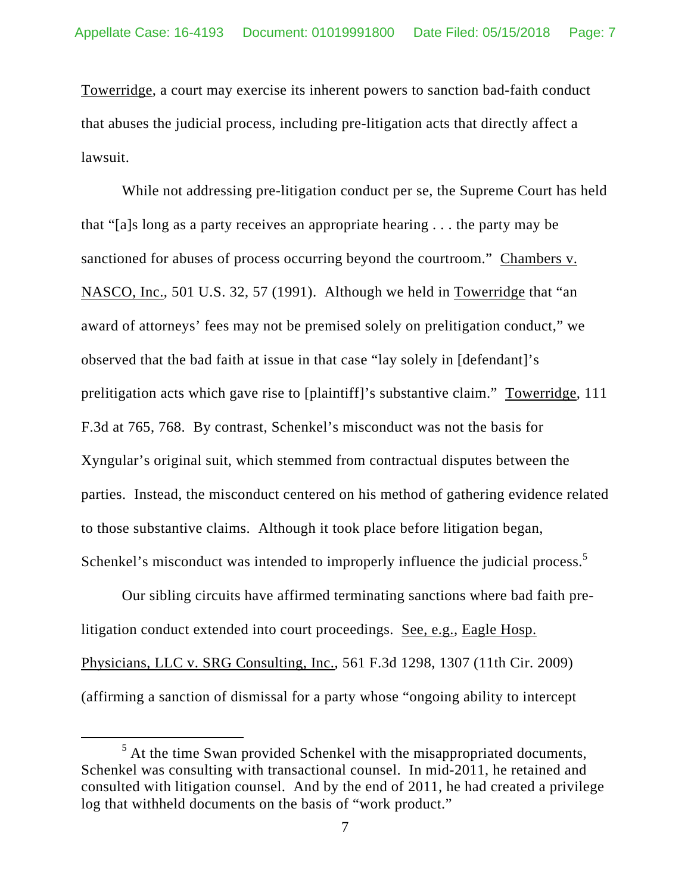Towerridge, a court may exercise its inherent powers to sanction bad-faith conduct that abuses the judicial process, including pre-litigation acts that directly affect a lawsuit.

While not addressing pre-litigation conduct per se, the Supreme Court has held that "[a]s long as a party receives an appropriate hearing . . . the party may be sanctioned for abuses of process occurring beyond the courtroom." Chambers v. NASCO, Inc., 501 U.S. 32, 57 (1991). Although we held in Towerridge that "an award of attorneys' fees may not be premised solely on prelitigation conduct," we observed that the bad faith at issue in that case "lay solely in [defendant]'s prelitigation acts which gave rise to [plaintiff]'s substantive claim." Towerridge, 111 F.3d at 765, 768. By contrast, Schenkel's misconduct was not the basis for Xyngular's original suit, which stemmed from contractual disputes between the parties. Instead, the misconduct centered on his method of gathering evidence related to those substantive claims. Although it took place before litigation began, Schenkel's misconduct was intended to improperly influence the judicial process.[5]

Our sibling circuits have affirmed terminating sanctions where bad faith pre-litigation conduct extended into court proceedings. See, e.g., Eagle Hosp. Physicians, LLC v. SRG Consulting, Inc., 561 F.3d 1298, 1307 (11th Cir. 2009) (affirming a sanction of dismissal for a party whose "ongoing ability to intercept

[5] At the time Swan provided Schenkel with the misappropriated documents, Schenkel was consulting with transactional counsel. In mid-2011, he retained and consulted with litigation counsel. And by the end of 2011, he had created a privilege log that withheld documents on the basis of "work product."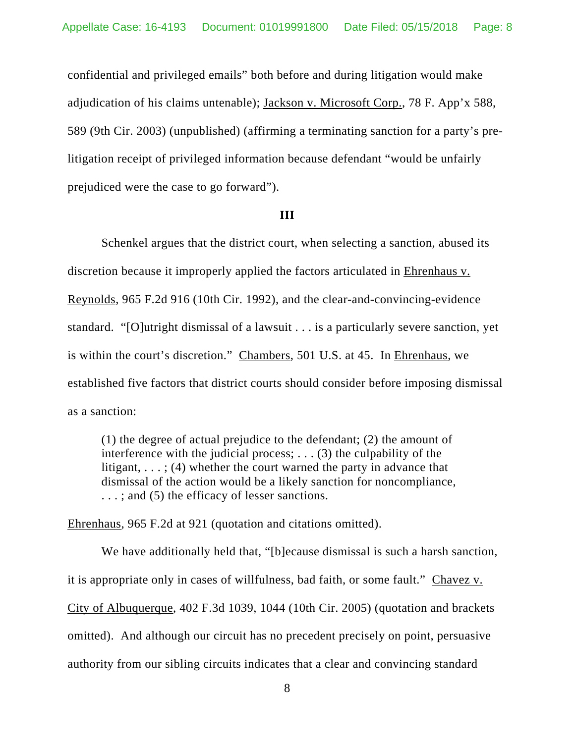confidential and privileged emails" both before and during litigation would make adjudication of his claims untenable); Jackson v. Microsoft Corp., 78 F. App'x 588, 589 (9th Cir. 2003) (unpublished) (affirming a terminating sanction for a party's pre-litigation receipt of privileged information because defendant "would be unfairly prejudiced were the case to go forward").

**III**

Schenkel argues that the district court, when selecting a sanction, abused its discretion because it improperly applied the factors articulated in Ehrenhaus v. Reynolds, 965 F.2d 916 (10th Cir. 1992), and the clear-and-convincing-evidence standard. "[O]utright dismissal of a lawsuit . . . is a particularly severe sanction, yet is within the court's discretion." Chambers, 501 U.S. at 45. In Ehrenhaus, we established five factors that district courts should consider before imposing dismissal as a sanction:

> (1) the degree of actual prejudice to the defendant; (2) the amount of interference with the judicial process; . . . (3) the culpability of the litigant, . . . ; (4) whether the court warned the party in advance that dismissal of the action would be a likely sanction for noncompliance, . . . ; and (5) the efficacy of lesser sanctions.

Ehrenhaus, 965 F.2d at 921 (quotation and citations omitted).

We have additionally held that, "[b]ecause dismissal is such a harsh sanction, it is appropriate only in cases of willfulness, bad faith, or some fault." Chavez v. City of Albuquerque, 402 F.3d 1039, 1044 (10th Cir. 2005) (quotation and brackets omitted). And although our circuit has no precedent precisely on point, persuasive authority from our sibling circuits indicates that a clear and convincing standard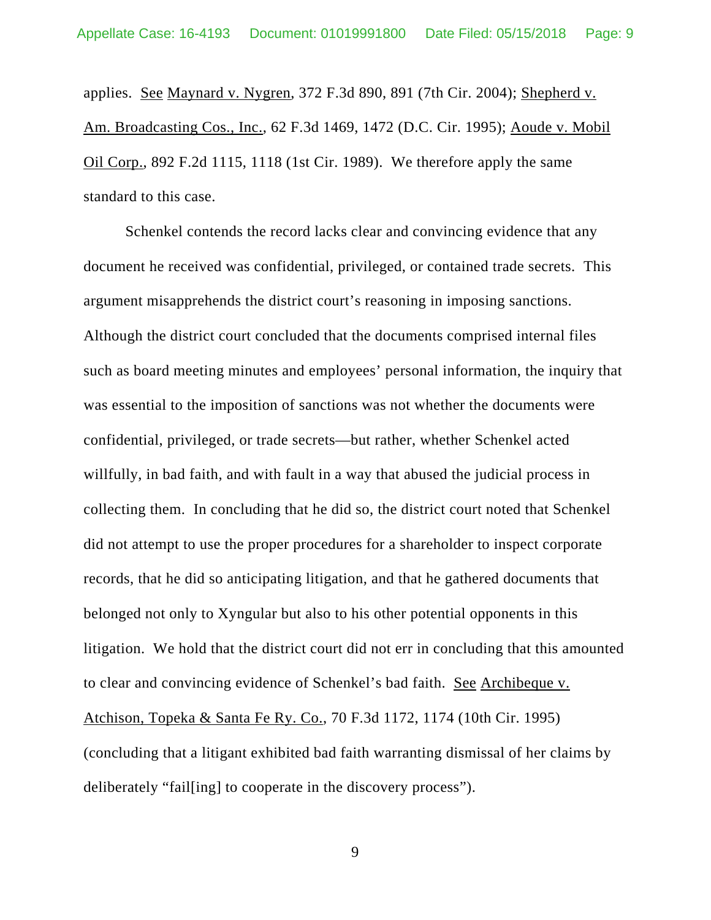applies. See Maynard v. Nygren, 372 F.3d 890, 891 (7th Cir. 2004); Shepherd v. Am. Broadcasting Cos., Inc., 62 F.3d 1469, 1472 (D.C. Cir. 1995); Aoude v. Mobil Oil Corp., 892 F.2d 1115, 1118 (1st Cir. 1989). We therefore apply the same standard to this case.

Schenkel contends the record lacks clear and convincing evidence that any document he received was confidential, privileged, or contained trade secrets. This argument misapprehends the district court's reasoning in imposing sanctions. Although the district court concluded that the documents comprised internal files such as board meeting minutes and employees' personal information, the inquiry that was essential to the imposition of sanctions was not whether the documents were confidential, privileged, or trade secrets—but rather, whether Schenkel acted willfully, in bad faith, and with fault in a way that abused the judicial process in collecting them. In concluding that he did so, the district court noted that Schenkel did not attempt to use the proper procedures for a shareholder to inspect corporate records, that he did so anticipating litigation, and that he gathered documents that belonged not only to Xyngular but also to his other potential opponents in this litigation. We hold that the district court did not err in concluding that this amounted to clear and convincing evidence of Schenkel's bad faith. See Archibeque v. Atchison, Topeka & Santa Fe Ry. Co., 70 F.3d 1172, 1174 (10th Cir. 1995) (concluding that a litigant exhibited bad faith warranting dismissal of her claims by deliberately "fail[ing] to cooperate in the discovery process").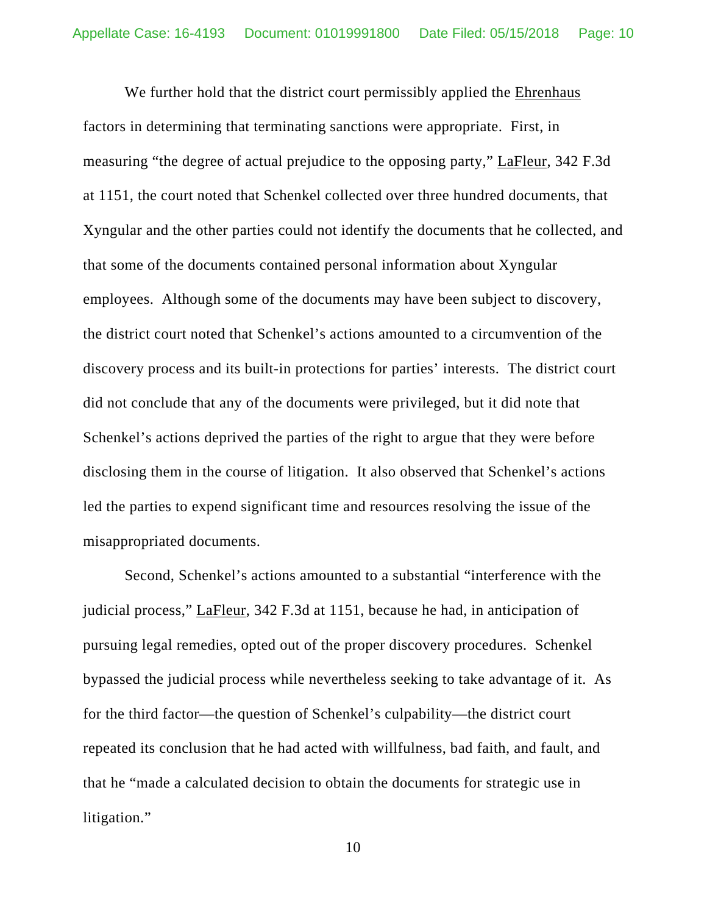We further hold that the district court permissibly applied the Ehrenhaus factors in determining that terminating sanctions were appropriate. First, in measuring "the degree of actual prejudice to the opposing party," LaFleur, 342 F.3d at 1151, the court noted that Schenkel collected over three hundred documents, that Xyngular and the other parties could not identify the documents that he collected, and that some of the documents contained personal information about Xyngular employees. Although some of the documents may have been subject to discovery, the district court noted that Schenkel's actions amounted to a circumvention of the discovery process and its built-in protections for parties' interests. The district court did not conclude that any of the documents were privileged, but it did note that Schenkel's actions deprived the parties of the right to argue that they were before disclosing them in the course of litigation. It also observed that Schenkel's actions led the parties to expend significant time and resources resolving the issue of the misappropriated documents.

Second, Schenkel's actions amounted to a substantial "interference with the judicial process," LaFleur, 342 F.3d at 1151, because he had, in anticipation of pursuing legal remedies, opted out of the proper discovery procedures. Schenkel bypassed the judicial process while nevertheless seeking to take advantage of it. As for the third factor—the question of Schenkel's culpability—the district court repeated its conclusion that he had acted with willfulness, bad faith, and fault, and that he "made a calculated decision to obtain the documents for strategic use in litigation."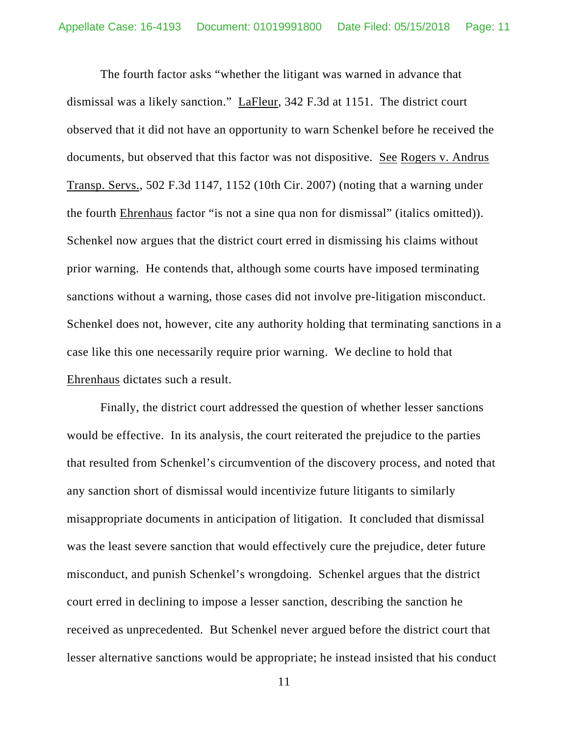The fourth factor asks "whether the litigant was warned in advance that dismissal was a likely sanction." LaFleur, 342 F.3d at 1151. The district court observed that it did not have an opportunity to warn Schenkel before he received the documents, but observed that this factor was not dispositive. See Rogers v. Andrus Transp. Servs., 502 F.3d 1147, 1152 (10th Cir. 2007) (noting that a warning under the fourth Ehrenhaus factor "is not a sine qua non for dismissal" (italics omitted)). Schenkel now argues that the district court erred in dismissing his claims without prior warning. He contends that, although some courts have imposed terminating sanctions without a warning, those cases did not involve pre-litigation misconduct. Schenkel does not, however, cite any authority holding that terminating sanctions in a case like this one necessarily require prior warning. We decline to hold that Ehrenhaus dictates such a result.

Finally, the district court addressed the question of whether lesser sanctions would be effective. In its analysis, the court reiterated the prejudice to the parties that resulted from Schenkel's circumvention of the discovery process, and noted that any sanction short of dismissal would incentivize future litigants to similarly misappropriate documents in anticipation of litigation. It concluded that dismissal was the least severe sanction that would effectively cure the prejudice, deter future misconduct, and punish Schenkel's wrongdoing. Schenkel argues that the district court erred in declining to impose a lesser sanction, describing the sanction he received as unprecedented. But Schenkel never argued before the district court that lesser alternative sanctions would be appropriate; he instead insisted that his conduct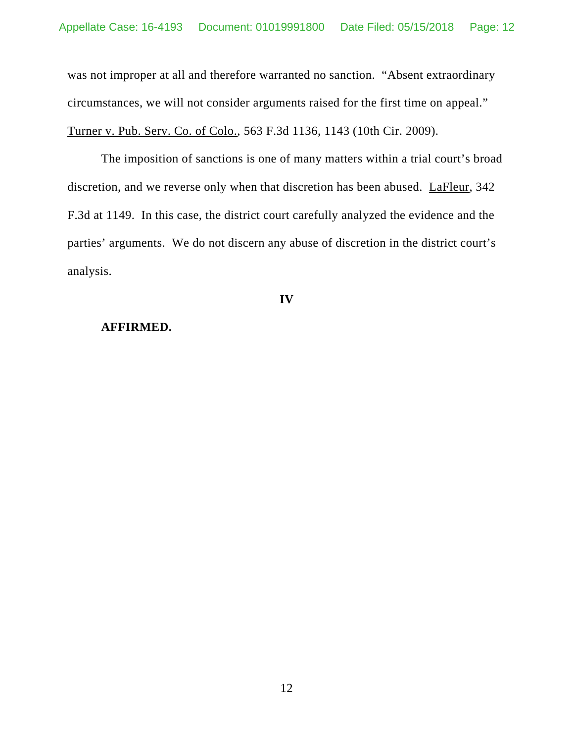was not improper at all and therefore warranted no sanction. "Absent extraordinary circumstances, we will not consider arguments raised for the first time on appeal." Turner v. Pub. Serv. Co. of Colo., 563 F.3d 1136, 1143 (10th Cir. 2009).

The imposition of sanctions is one of many matters within a trial court's broad discretion, and we reverse only when that discretion has been abused. LaFleur, 342 F.3d at 1149. In this case, the district court carefully analyzed the evidence and the parties' arguments. We do not discern any abuse of discretion in the district court's analysis.

## IV

**AFFIRMED.**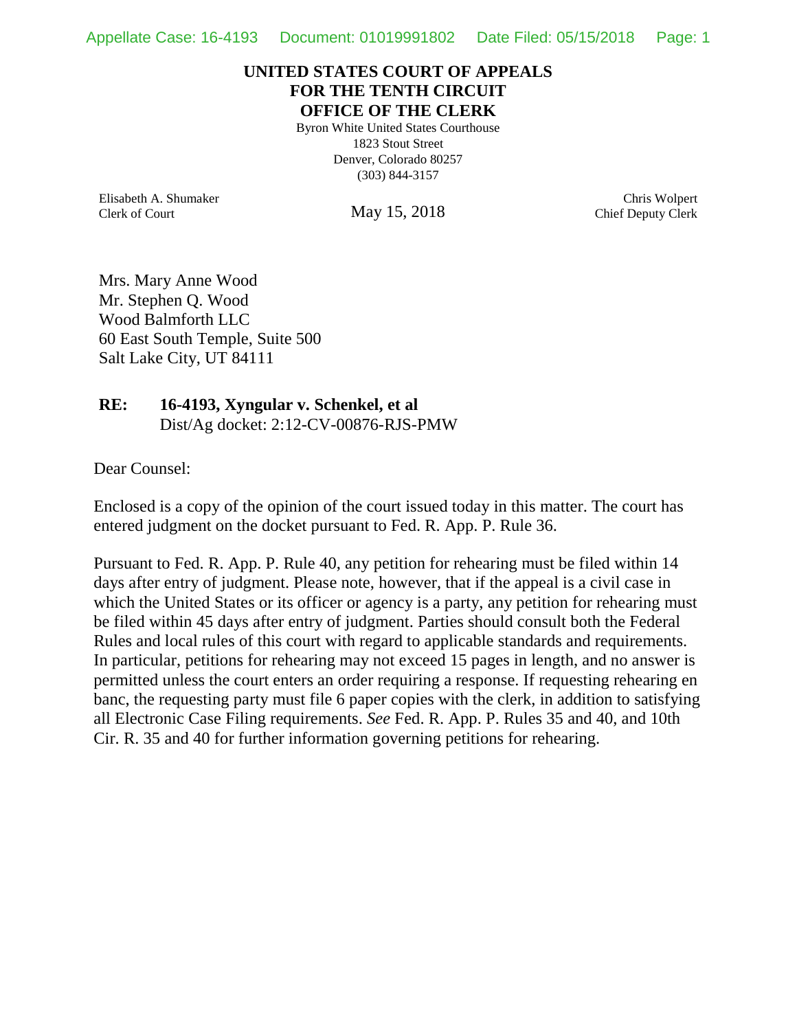**UNITED STATES COURT OF APPEALS**
**FOR THE TENTH CIRCUIT**
**OFFICE OF THE CLERK**

Byron White United States Courthouse
1823 Stout Street
Denver, Colorado 80257
(303) 844-3157

Elisabeth A. Shumaker
Clerk of Court

May 15, 2018

Chris Wolpert
Chief Deputy Clerk

Mrs. Mary Anne Wood
Mr. Stephen Q. Wood
Wood Balmforth LLC
60 East South Temple, Suite 500
Salt Lake City, UT 84111

**RE:** **16-4193, Xyngular v. Schenkel, et al**
Dist/Ag docket: 2:12-CV-00876-RJS-PMW

Dear Counsel:

Enclosed is a copy of the opinion of the court issued today in this matter. The court has entered judgment on the docket pursuant to Fed. R. App. P. Rule 36.

Pursuant to Fed. R. App. P. Rule 40, any petition for rehearing must be filed within 14 days after entry of judgment. Please note, however, that if the appeal is a civil case in which the United States or its officer or agency is a party, any petition for rehearing must be filed within 45 days after entry of judgment. Parties should consult both the Federal Rules and local rules of this court with regard to applicable standards and requirements. In particular, petitions for rehearing may not exceed 15 pages in length, and no answer is permitted unless the court enters an order requiring a response. If requesting rehearing en banc, the requesting party must file 6 paper copies with the clerk, in addition to satisfying all Electronic Case Filing requirements. *See* Fed. R. App. P. Rules 35 and 40, and 10th Cir. R. 35 and 40 for further information governing petitions for rehearing.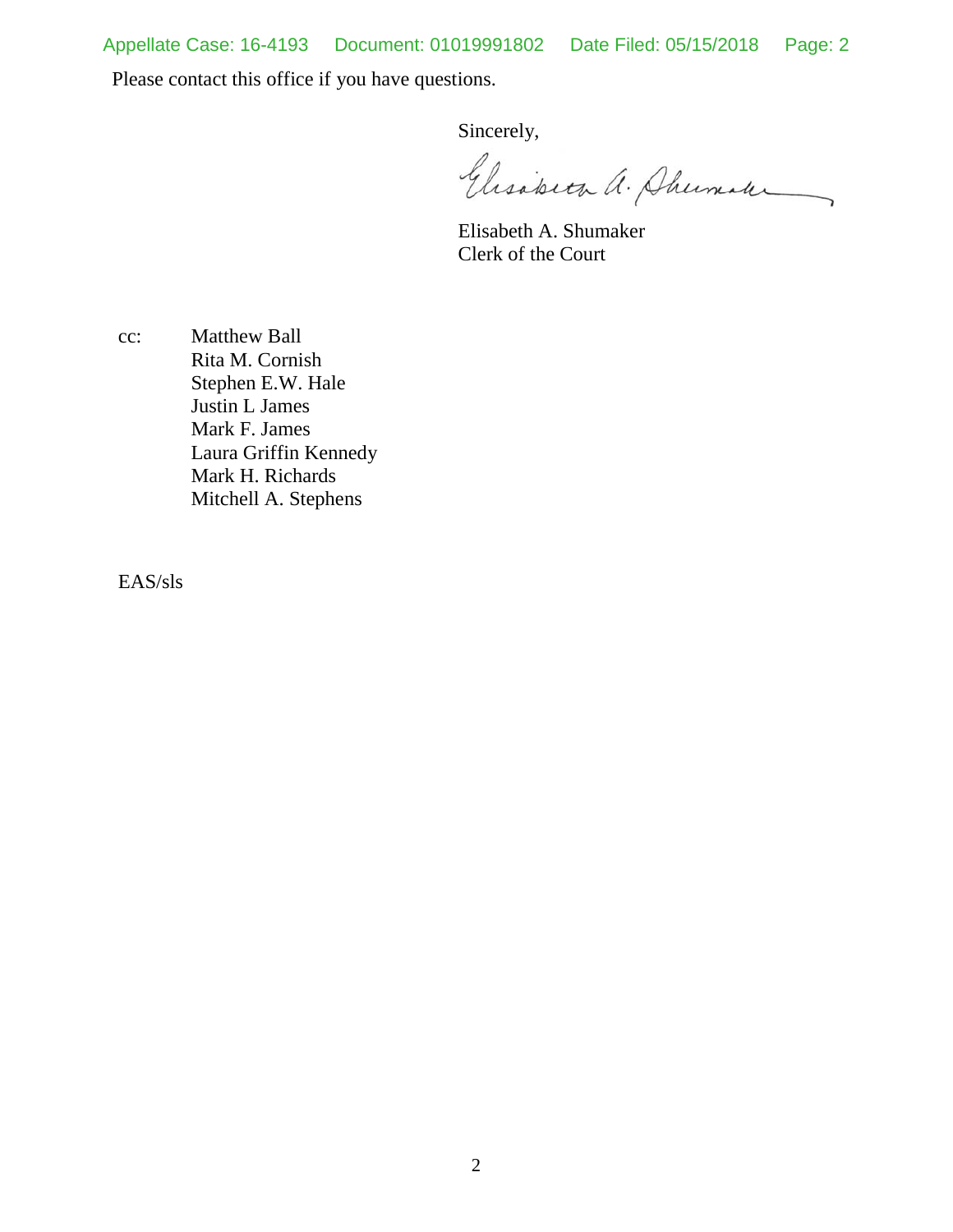Please contact this office if you have questions.

Sincerely,

Elisabeth A. Shumaker
Clerk of the Court

cc: Matthew Ball
Rita M. Cornish
Stephen E.W. Hale
Justin L James
Mark F. James
Laura Griffin Kennedy
Mark H. Richards
Mitchell A. Stephens

EAS/sls